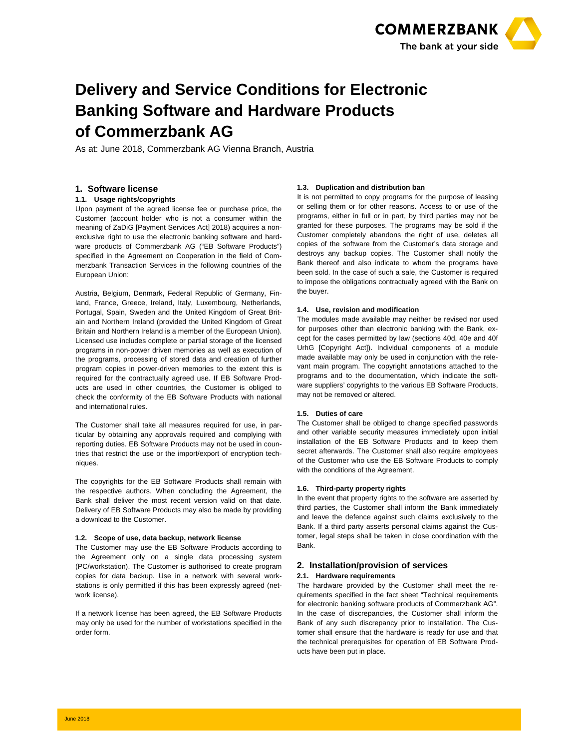# Delivery and Service Conditions for Electronic Banking Software and Hardware Products of Commerzbank AG

As at: June 2018, Commerzbank AG Vienna Branch, Austria

## 1. Software license

### 1.1. Usage rights/copyrights

Upon payment of the agreed license fee or purchase price, the Customer (account holder who is not a consumer within the meaning of ZaDiG [Payment Services Act] 2018) acquires a non-exclusive right to use the electronic banking software and hardware products of Commerzbank AG ("EB Software Products") specified in the Agreement on Cooperation in the field of Commerzbank Transaction Services in the following countries of the European Union:

Austria, Belgium, Denmark, Federal Republic of Germany, Finland, France, Greece, Ireland, Italy, Luxembourg, Netherlands, Portugal, Spain, Sweden and the United Kingdom of Great Britain and Northern Ireland (provided the United Kingdom of Great Britain and Northern Ireland is a member of the European Union). Licensed use includes complete or partial storage of the licensed programs in non-power driven memories as well as execution of the programs, processing of stored data and creation of further program copies in power-driven memories to the extent this is required for the contractually agreed use. If EB Software Products are used in other countries, the Customer is obliged to check the conformity of the EB Software Products with national and international rules.

The Customer shall take all measures required for use, in particular by obtaining any approvals required and complying with reporting duties. EB Software Products may not be used in countries that restrict the use or the import/export of encryption techniques.

The copyrights for the EB Software Products shall remain with the respective authors. When concluding the Agreement, the Bank shall deliver the most recent version valid on that date. Delivery of EB Software Products may also be made by providing a download to the Customer.

### 1.2. Scope of use, data backup, network license

The Customer may use the EB Software Products according to the Agreement only on a single data processing system (PC/workstation). The Customer is authorised to create program copies for data backup. Use in a network with several workstations is only permitted if this has been expressly agreed (network license).

If a network license has been agreed, the EB Software Products may only be used for the number of workstations specified in the order form.

### 1.3. Duplication and distribution ban

It is not permitted to copy programs for the purpose of leasing or selling them or for other reasons. Access to or use of the programs, either in full or in part, by third parties may not be granted for these purposes. The programs may be sold if the Customer completely abandons the right of use, deletes all copies of the software from the Customer's data storage and destroys any backup copies. The Customer shall notify the Bank thereof and also indicate to whom the programs have been sold. In the case of such a sale, the Customer is required to impose the obligations contractually agreed with the Bank on the buyer.

### 1.4. Use, revision and modification

The modules made available may neither be revised nor used for purposes other than electronic banking with the Bank, except for the cases permitted by law (sections 40d, 40e and 40f UrhG [Copyright Act]). Individual components of a module made available may only be used in conjunction with the relevant main program. The copyright annotations attached to the programs and to the documentation, which indicate the software suppliers' copyrights to the various EB Software Products, may not be removed or altered.

### 1.5. Duties of care

The Customer shall be obliged to change specified passwords and other variable security measures immediately upon initial installation of the EB Software Products and to keep them secret afterwards. The Customer shall also require employees of the Customer who use the EB Software Products to comply with the conditions of the Agreement.

### 1.6. Third-party property rights

In the event that property rights to the software are asserted by third parties, the Customer shall inform the Bank immediately and leave the defence against such claims exclusively to the Bank. If a third party asserts personal claims against the Customer, legal steps shall be taken in close coordination with the Bank.

## 2. Installation/provision of services

### 2.1. Hardware requirements

The hardware provided by the Customer shall meet the requirements specified in the fact sheet "Technical requirements for electronic banking software products of Commerzbank AG". In the case of discrepancies, the Customer shall inform the Bank of any such discrepancy prior to installation. The Customer shall ensure that the hardware is ready for use and that the technical prerequisites for operation of EB Software Products have been put in place.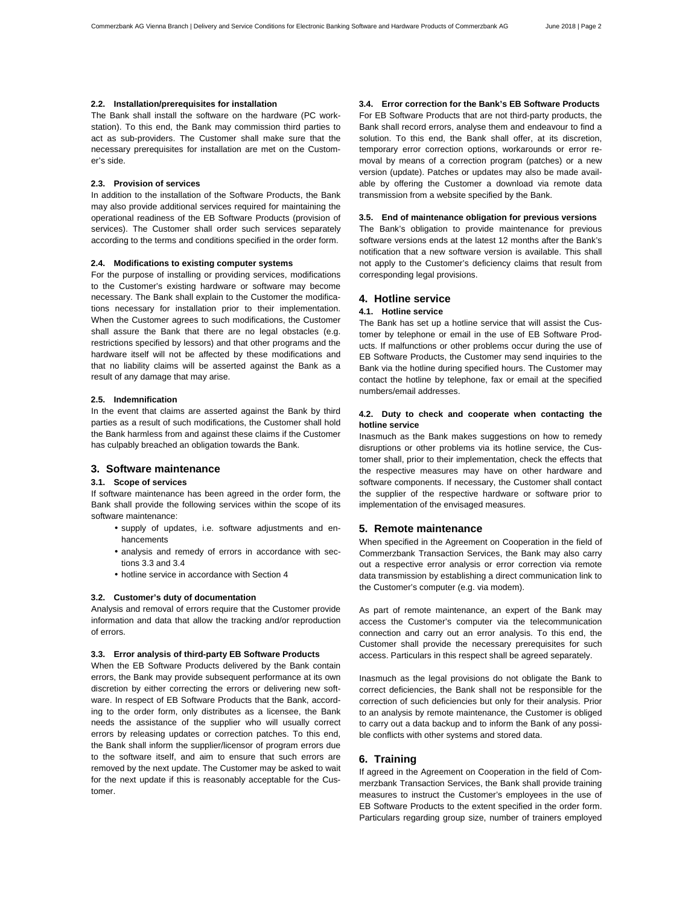### 2.2. Installation/prerequisites for installation

The Bank shall install the software on the hardware (PC workstation). To this end, the Bank may commission third parties to act as sub-providers. The Customer shall make sure that the necessary prerequisites for installation are met on the Customer's side.

### 2.3. Provision of services

In addition to the installation of the Software Products, the Bank may also provide additional services required for maintaining the operational readiness of the EB Software Products (provision of services). The Customer shall order such services separately according to the terms and conditions specified in the order form.

### 2.4. Modifications to existing computer systems

For the purpose of installing or providing services, modifications to the Customer's existing hardware or software may become necessary. The Bank shall explain to the Customer the modifications necessary for installation prior to their implementation. When the Customer agrees to such modifications, the Customer shall assure the Bank that there are no legal obstacles (e.g. restrictions specified by lessors) and that other programs and the hardware itself will not be affected by these modifications and that no liability claims will be asserted against the Bank as a result of any damage that may arise.

### 2.5. Indemnification

In the event that claims are asserted against the Bank by third parties as a result of such modifications, the Customer shall hold the Bank harmless from and against these claims if the Customer has culpably breached an obligation towards the Bank.

## 3. Software maintenance

### 3.1. Scope of services

If software maintenance has been agreed in the order form, the Bank shall provide the following services within the scope of its software maintenance:

- supply of updates, i.e. software adjustments and enhancements
- analysis and remedy of errors in accordance with sections 3.3 and 3.4
- hotline service in accordance with Section 4

### 3.2. Customer's duty of documentation

Analysis and removal of errors require that the Customer provide information and data that allow the tracking and/or reproduction of errors.

### 3.3. Error analysis of third-party EB Software Products

When the EB Software Products delivered by the Bank contain errors, the Bank may provide subsequent performance at its own discretion by either correcting the errors or delivering new software. In respect of EB Software Products that the Bank, according to the order form, only distributes as a licensee, the Bank needs the assistance of the supplier who will usually correct errors by releasing updates or correction patches. To this end, the Bank shall inform the supplier/licensor of program errors due to the software itself, and aim to ensure that such errors are removed by the next update. The Customer may be asked to wait for the next update if this is reasonably acceptable for the Customer.

### 3.4. Error correction for the Bank's EB Software Products

For EB Software Products that are not third-party products, the Bank shall record errors, analyse them and endeavour to find a solution. To this end, the Bank shall offer, at its discretion, temporary error correction options, workarounds or error removal by means of a correction program (patches) or a new version (update). Patches or updates may also be made available by offering the Customer a download via remote data transmission from a website specified by the Bank.

### 3.5. End of maintenance obligation for previous versions

The Bank's obligation to provide maintenance for previous software versions ends at the latest 12 months after the Bank's notification that a new software version is available. This shall not apply to the Customer's deficiency claims that result from corresponding legal provisions.

## 4. Hotline service

### 4.1. Hotline service

The Bank has set up a hotline service that will assist the Customer by telephone or email in the use of EB Software Products. If malfunctions or other problems occur during the use of EB Software Products, the Customer may send inquiries to the Bank via the hotline during specified hours. The Customer may contact the hotline by telephone, fax or email at the specified numbers/email addresses.

### 4.2. Duty to check and cooperate when contacting the hotline service

Inasmuch as the Bank makes suggestions on how to remedy disruptions or other problems via its hotline service, the Customer shall, prior to their implementation, check the effects that the respective measures may have on other hardware and software components. If necessary, the Customer shall contact the supplier of the respective hardware or software prior to implementation of the envisaged measures.

## 5. Remote maintenance

When specified in the Agreement on Cooperation in the field of Commerzbank Transaction Services, the Bank may also carry out a respective error analysis or error correction via remote data transmission by establishing a direct communication link to the Customer's computer (e.g. via modem).

As part of remote maintenance, an expert of the Bank may access the Customer's computer via the telecommunication connection and carry out an error analysis. To this end, the Customer shall provide the necessary prerequisites for such access. Particulars in this respect shall be agreed separately.

Inasmuch as the legal provisions do not obligate the Bank to correct deficiencies, the Bank shall not be responsible for the correction of such deficiencies but only for their analysis. Prior to an analysis by remote maintenance, the Customer is obliged to carry out a data backup and to inform the Bank of any possible conflicts with other systems and stored data.

## 6. Training

If agreed in the Agreement on Cooperation in the field of Commerzbank Transaction Services, the Bank shall provide training measures to instruct the Customer's employees in the use of EB Software Products to the extent specified in the order form. Particulars regarding group size, number of trainers employed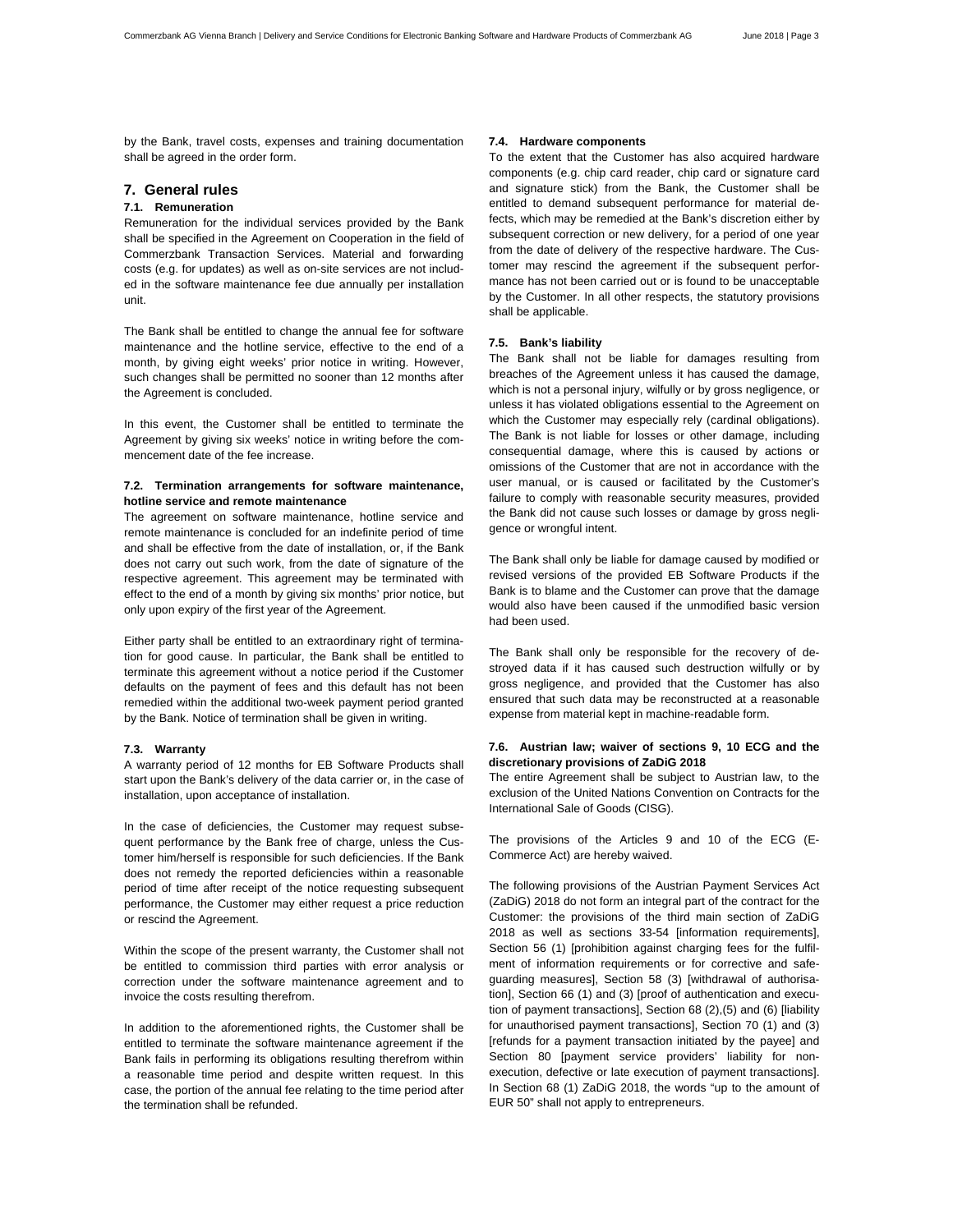by the Bank, travel costs, expenses and training documentation shall be agreed in the order form.

## 7. General rules

### 7.1. Remuneration

Remuneration for the individual services provided by the Bank shall be specified in the Agreement on Cooperation in the field of Commerzbank Transaction Services. Material and forwarding costs (e.g. for updates) as well as on-site services are not included in the software maintenance fee due annually per installation unit.

The Bank shall be entitled to change the annual fee for software maintenance and the hotline service, effective to the end of a month, by giving eight weeks' prior notice in writing. However, such changes shall be permitted no sooner than 12 months after the Agreement is concluded.

In this event, the Customer shall be entitled to terminate the Agreement by giving six weeks' notice in writing before the commencement date of the fee increase.

### 7.2. Termination arrangements for software maintenance, hotline service and remote maintenance

The agreement on software maintenance, hotline service and remote maintenance is concluded for an indefinite period of time and shall be effective from the date of installation, or, if the Bank does not carry out such work, from the date of signature of the respective agreement. This agreement may be terminated with effect to the end of a month by giving six months' prior notice, but only upon expiry of the first year of the Agreement.

Either party shall be entitled to an extraordinary right of termination for good cause. In particular, the Bank shall be entitled to terminate this agreement without a notice period if the Customer defaults on the payment of fees and this default has not been remedied within the additional two-week payment period granted by the Bank. Notice of termination shall be given in writing.

### 7.3. Warranty

A warranty period of 12 months for EB Software Products shall start upon the Bank's delivery of the data carrier or, in the case of installation, upon acceptance of installation.

In the case of deficiencies, the Customer may request subsequent performance by the Bank free of charge, unless the Customer him/herself is responsible for such deficiencies. If the Bank does not remedy the reported deficiencies within a reasonable period of time after receipt of the notice requesting subsequent performance, the Customer may either request a price reduction or rescind the Agreement.

Within the scope of the present warranty, the Customer shall not be entitled to commission third parties with error analysis or correction under the software maintenance agreement and to invoice the costs resulting therefrom.

In addition to the aforementioned rights, the Customer shall be entitled to terminate the software maintenance agreement if the Bank fails in performing its obligations resulting therefrom within a reasonable time period and despite written request. In this case, the portion of the annual fee relating to the time period after the termination shall be refunded.

### 7.4. Hardware components

To the extent that the Customer has also acquired hardware components (e.g. chip card reader, chip card or signature card and signature stick) from the Bank, the Customer shall be entitled to demand subsequent performance for material defects, which may be remedied at the Bank's discretion either by subsequent correction or new delivery, for a period of one year from the date of delivery of the respective hardware. The Customer may rescind the agreement if the subsequent performance has not been carried out or is found to be unacceptable by the Customer. In all other respects, the statutory provisions shall be applicable.

### 7.5. Bank's liability

The Bank shall not be liable for damages resulting from breaches of the Agreement unless it has caused the damage, which is not a personal injury, wilfully or by gross negligence, or unless it has violated obligations essential to the Agreement on which the Customer may especially rely (cardinal obligations). The Bank is not liable for losses or other damage, including consequential damage, where this is caused by actions or omissions of the Customer that are not in accordance with the user manual, or is caused or facilitated by the Customer's failure to comply with reasonable security measures, provided the Bank did not cause such losses or damage by gross negligence or wrongful intent.

The Bank shall only be liable for damage caused by modified or revised versions of the provided EB Software Products if the Bank is to blame and the Customer can prove that the damage would also have been caused if the unmodified basic version had been used.

The Bank shall only be responsible for the recovery of destroyed data if it has caused such destruction wilfully or by gross negligence, and provided that the Customer has also ensured that such data may be reconstructed at a reasonable expense from material kept in machine-readable form.

### 7.6. Austrian law; waiver of sections 9, 10 ECG and the discretionary provisions of ZaDiG 2018

The entire Agreement shall be subject to Austrian law, to the exclusion of the United Nations Convention on Contracts for the International Sale of Goods (CISG).

The provisions of the Articles 9 and 10 of the ECG (E-Commerce Act) are hereby waived.

The following provisions of the Austrian Payment Services Act (ZaDiG) 2018 do not form an integral part of the contract for the Customer: the provisions of the third main section of ZaDiG 2018 as well as sections 33-54 [information requirements], Section 56 (1) [prohibition against charging fees for the fulfilment of information requirements or for corrective and safeguarding measures], Section 58 (3) [withdrawal of authorisation], Section 66 (1) and (3) [proof of authentication and execution of payment transactions], Section 68 (2),(5) and (6) [liability for unauthorised payment transactions], Section 70 (1) and (3) [refunds for a payment transaction initiated by the payee] and Section 80 [payment service providers' liability for non-execution, defective or late execution of payment transactions]. In Section 68 (1) ZaDiG 2018, the words "up to the amount of EUR 50" shall not apply to entrepreneurs.